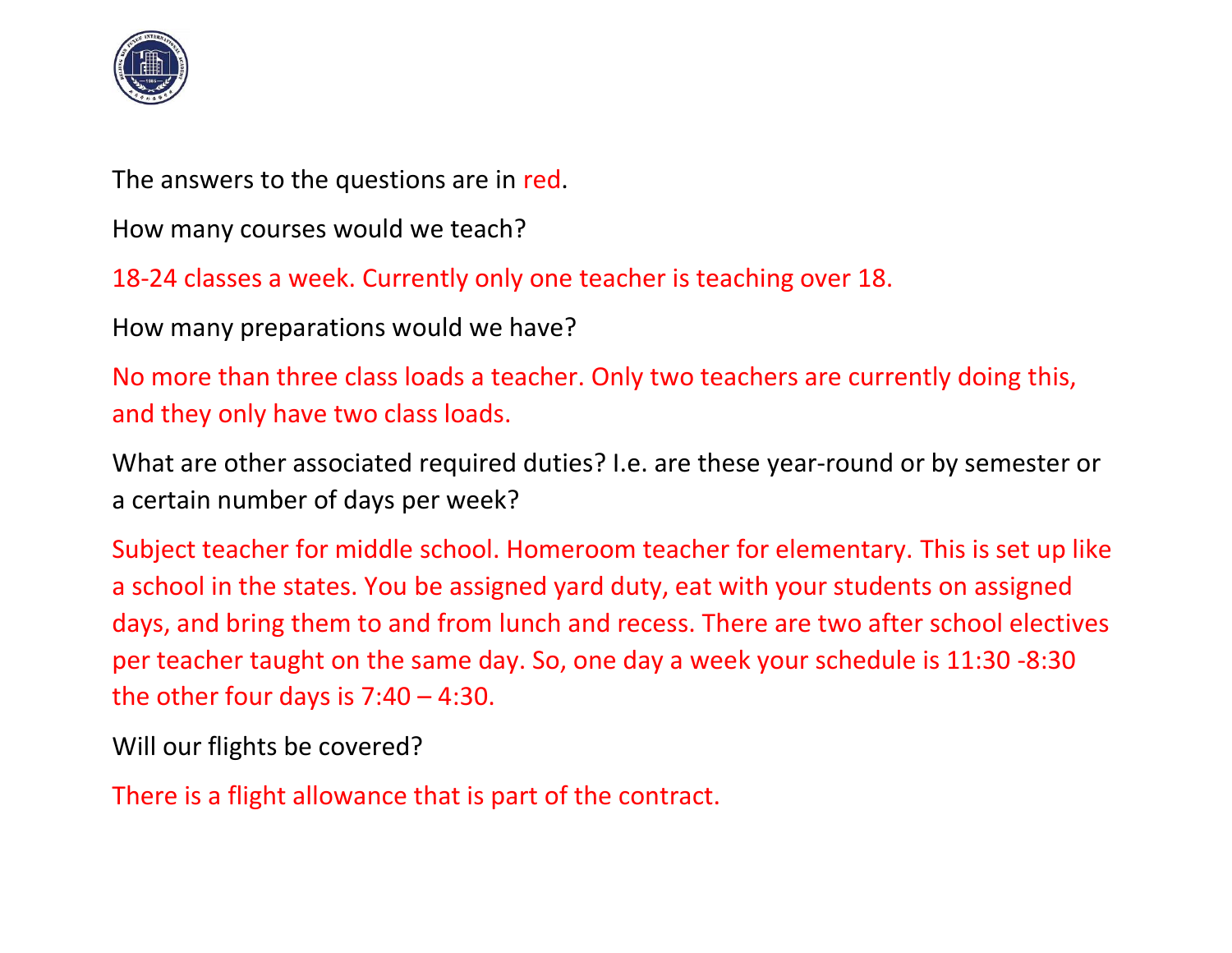The answers to the questions are in red.

How many courses would we teach?

18-24 classes a week. Currently only one teacher is teaching over 18.

How many preparations would we have?

No more than three class loads a teacher. Only two teachers are currently doing this, and they only have two class loads.

What are other associated required duties? I.e. are these year-round or by semester or a certain number of days per week?

Subject teacher for middle school. Homeroom teacher for elementary. This is set up like a school in the states. You be assigned yard duty, eat with your students on assigned days, and bring them to and from lunch and recess. There are two after school electives per teacher taught on the same day. So, one day a week your schedule is 11:30 -8:30 the other four days is 7:40 – 4:30.

Will our flights be covered?

There is a flight allowance that is part of the contract.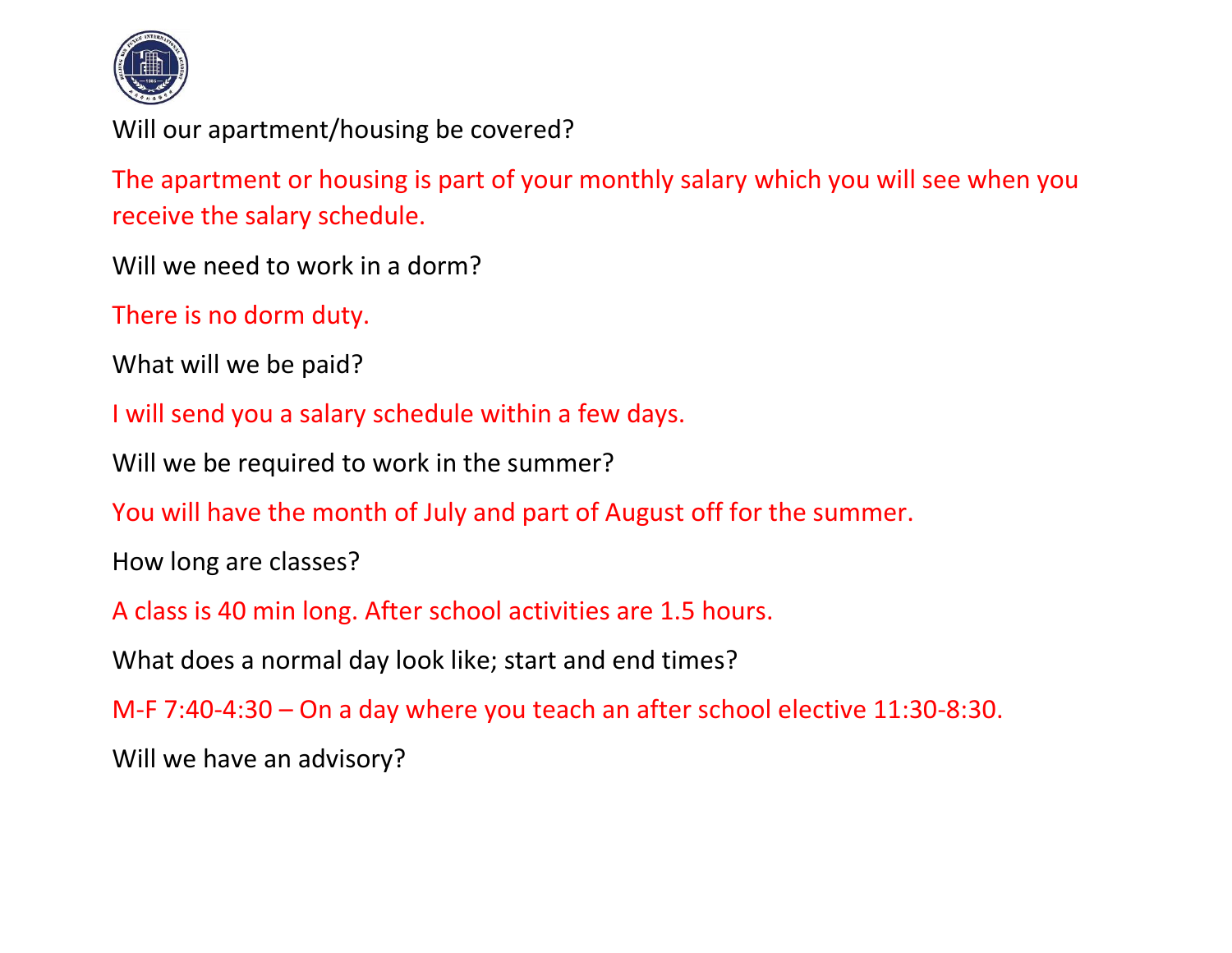Will our apartment/housing be covered?

The apartment or housing is part of your monthly salary which you will see when you receive the salary schedule.

Will we need to work in a dorm?

There is no dorm duty.

What will we be paid?

I will send you a salary schedule within a few days.

Will we be required to work in the summer?

You will have the month of July and part of August off for the summer.

How long are classes?

A class is 40 min long. After school activities are 1.5 hours.

What does a normal day look like; start and end times?

M-F 7:40-4:30 – On a day where you teach an after school elective 11:30-8:30.

Will we have an advisory?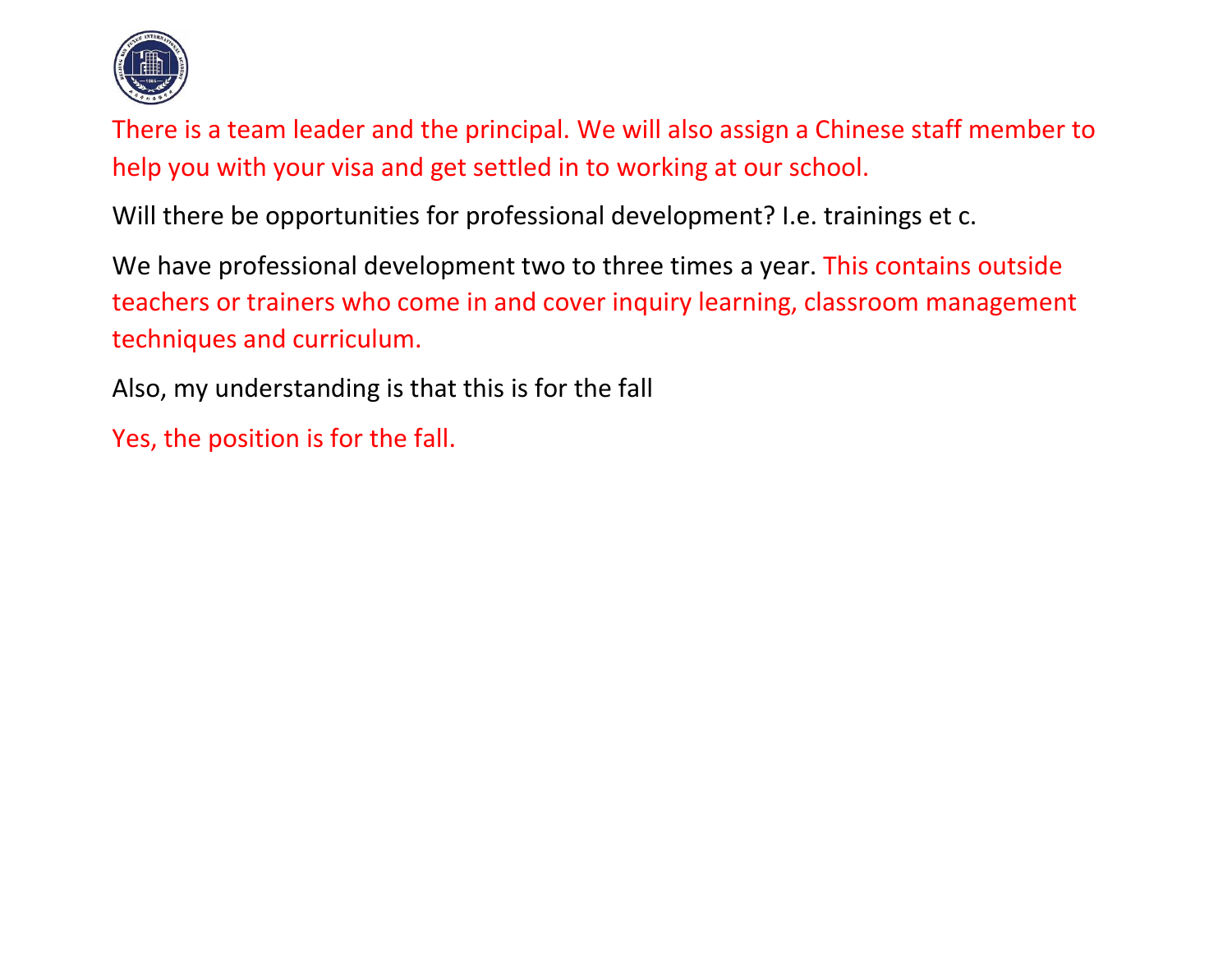There is a team leader and the principal. We will also assign a Chinese staff member to help you with your visa and get settled in to working at our school.

Will there be opportunities for professional development? I.e. trainings et c.

We have professional development two to three times a year. This contains outside teachers or trainers who come in and cover inquiry learning, classroom management techniques and curriculum.

Also, my understanding is that this is for the fall

Yes, the position is for the fall.